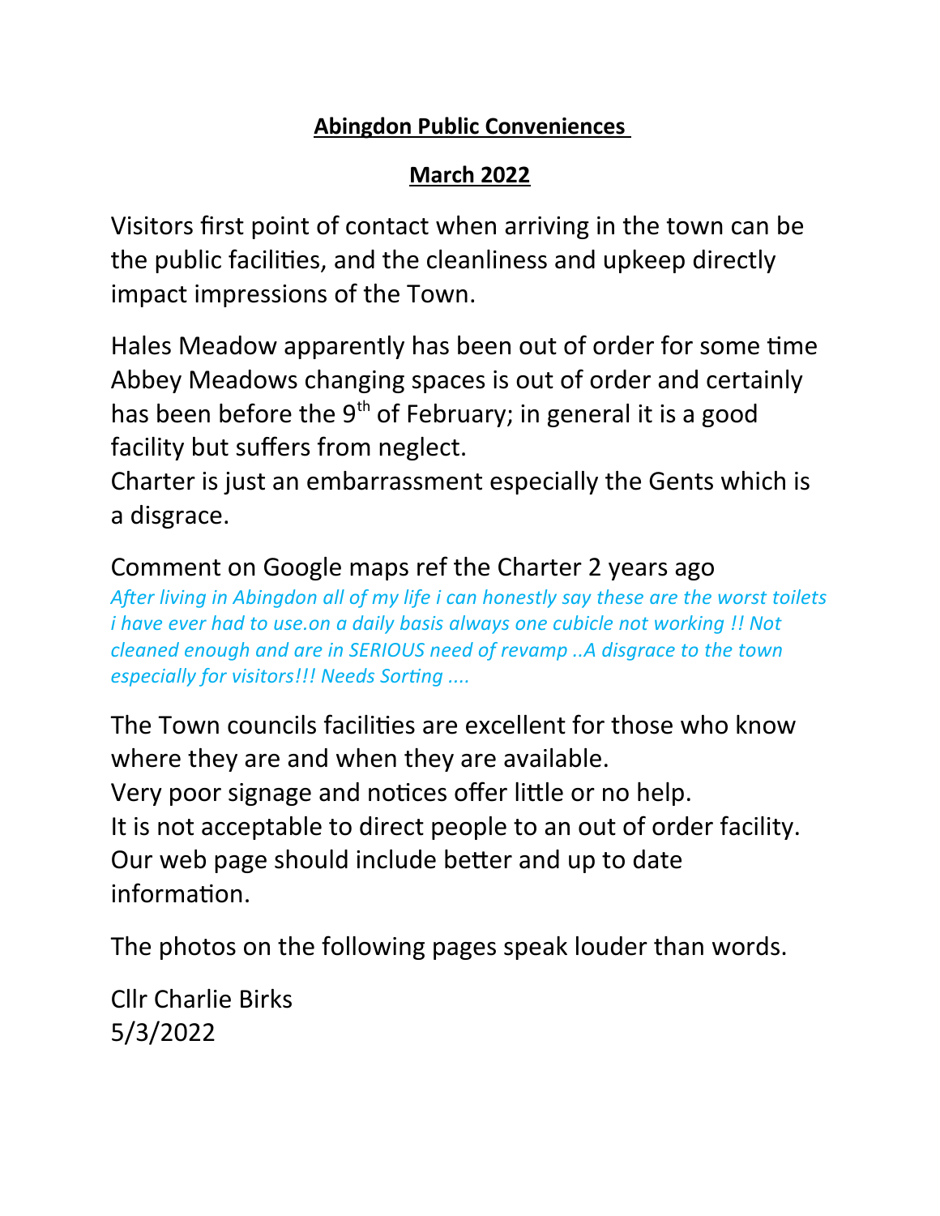**Abingdon Public Conveniences**

**March 2022**

Visitors first point of contact when arriving in the town can be the public facilities, and the cleanliness and upkeep directly impact impressions of the Town.

Hales Meadow apparently has been out of order for some time
Abbey Meadows changing spaces is out of order and certainly has been before the 9th of February; in general it is a good facility but suffers from neglect.
Charter is just an embarrassment especially the Gents which is a disgrace.

Comment on Google maps ref the Charter 2 years ago
*After living in Abingdon all of my life i can honestly say these are the worst toilets i have ever had to use.on a daily basis always one cubicle not working !! Not cleaned enough and are in SERIOUS need of revamp ..A disgrace to the town especially for visitors!!! Needs Sorting ....*

The Town councils facilities are excellent for those who know where they are and when they are available.
Very poor signage and notices offer little or no help.
It is not acceptable to direct people to an out of order facility.
Our web page should include better and up to date information.

The photos on the following pages speak louder than words.

Cllr Charlie Birks
5/3/2022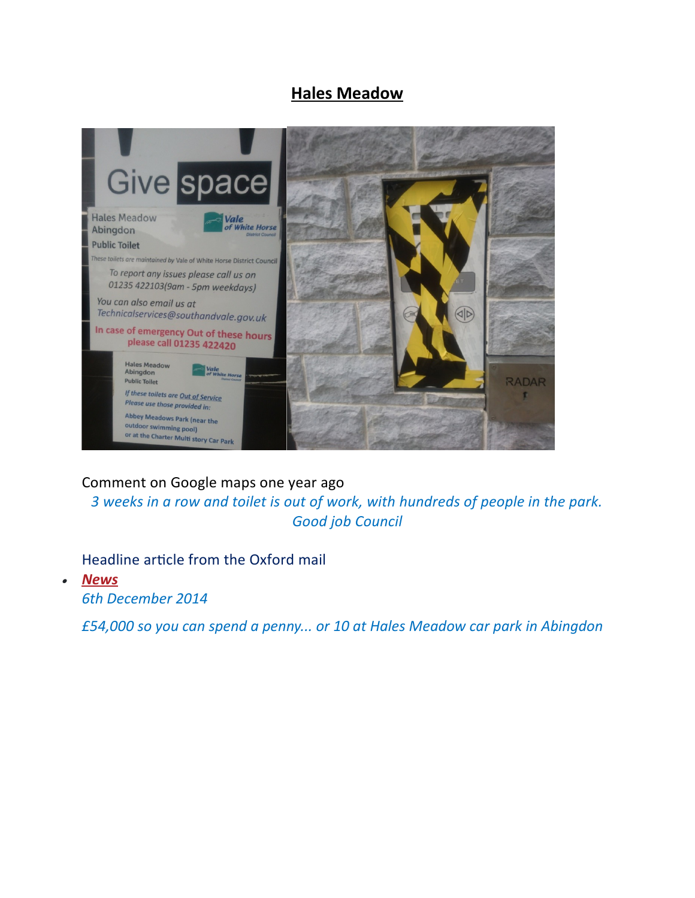## Hales Meadow

Comment on Google maps one year ago

*3 weeks in a row and toilet is out of work, with hundreds of people in the park. Good job Council*

Headline article from the Oxford mail

- ***News***

  *6th December 2014*

  *£54,000 so you can spend a penny... or 10 at Hales Meadow car park in Abingdon*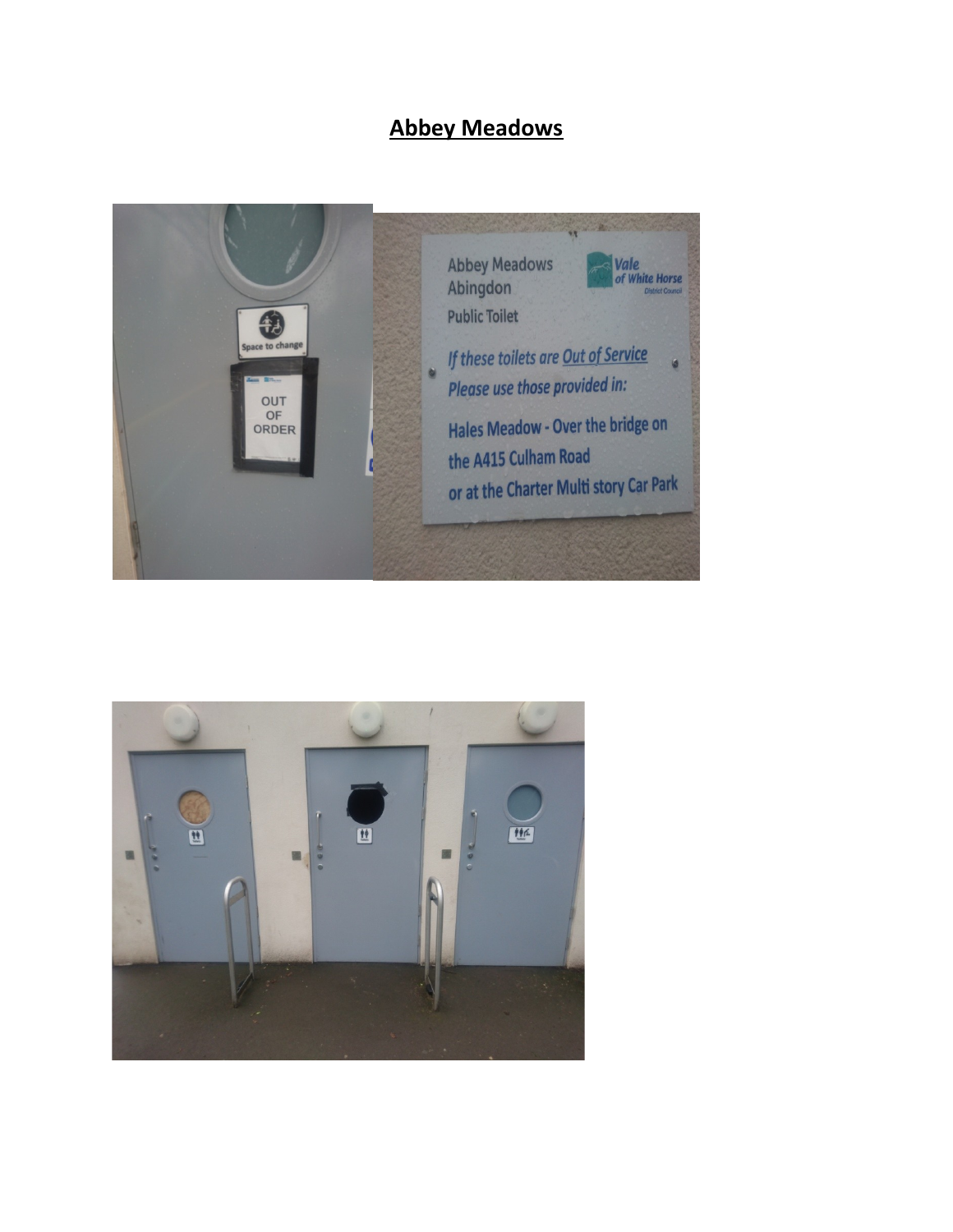# Abbey Meadows